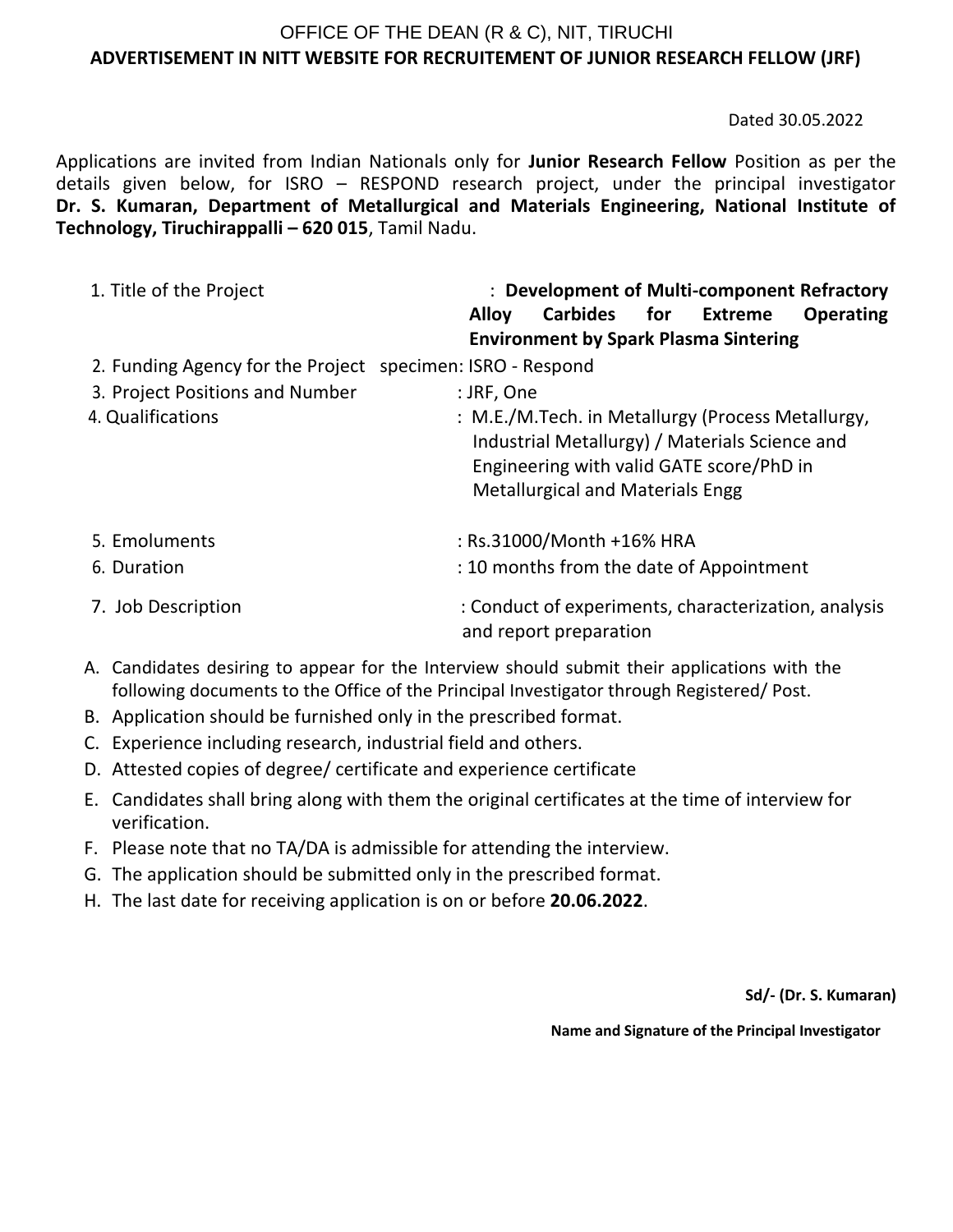OFFICE OF THE DEAN (R & C), NIT, TIRUCHI

**ADVERTISEMENT IN NITT WEBSITE FOR RECRUITEMENT OF JUNIOR RESEARCH FELLOW (JRF)**

Dated 30.05.2022

Applications are invited from Indian Nationals only for **Junior Research Fellow** Position as per the details given below, for ISRO – RESPOND research project, under the principal investigator **Dr. S. Kumaran, Department of Metallurgical and Materials Engineering, National Institute of Technology, Tiruchirappalli – 620 015**, Tamil Nadu.

1. Title of the Project : **Development of Multi-component Refractory Alloy Carbides for Extreme Operating Environment by Spark Plasma Sintering**
2. Funding Agency for the Project specimen: ISRO - Respond
3. Project Positions and Number : JRF, One
4. Qualifications : M.E./M.Tech. in Metallurgy (Process Metallurgy, Industrial Metallurgy) / Materials Science and Engineering with valid GATE score/PhD in Metallurgical and Materials Engg
5. Emoluments : Rs.31000/Month +16% HRA
6. Duration : 10 months from the date of Appointment
7. Job Description : Conduct of experiments, characterization, analysis and report preparation

A. Candidates desiring to appear for the Interview should submit their applications with the following documents to the Office of the Principal Investigator through Registered/ Post.
B. Application should be furnished only in the prescribed format.
C. Experience including research, industrial field and others.
D. Attested copies of degree/ certificate and experience certificate
E. Candidates shall bring along with them the original certificates at the time of interview for verification.
F. Please note that no TA/DA is admissible for attending the interview.
G. The application should be submitted only in the prescribed format.
H. The last date for receiving application is on or before **20.06.2022**.

**Sd/- (Dr. S. Kumaran)**

**Name and Signature of the Principal Investigator**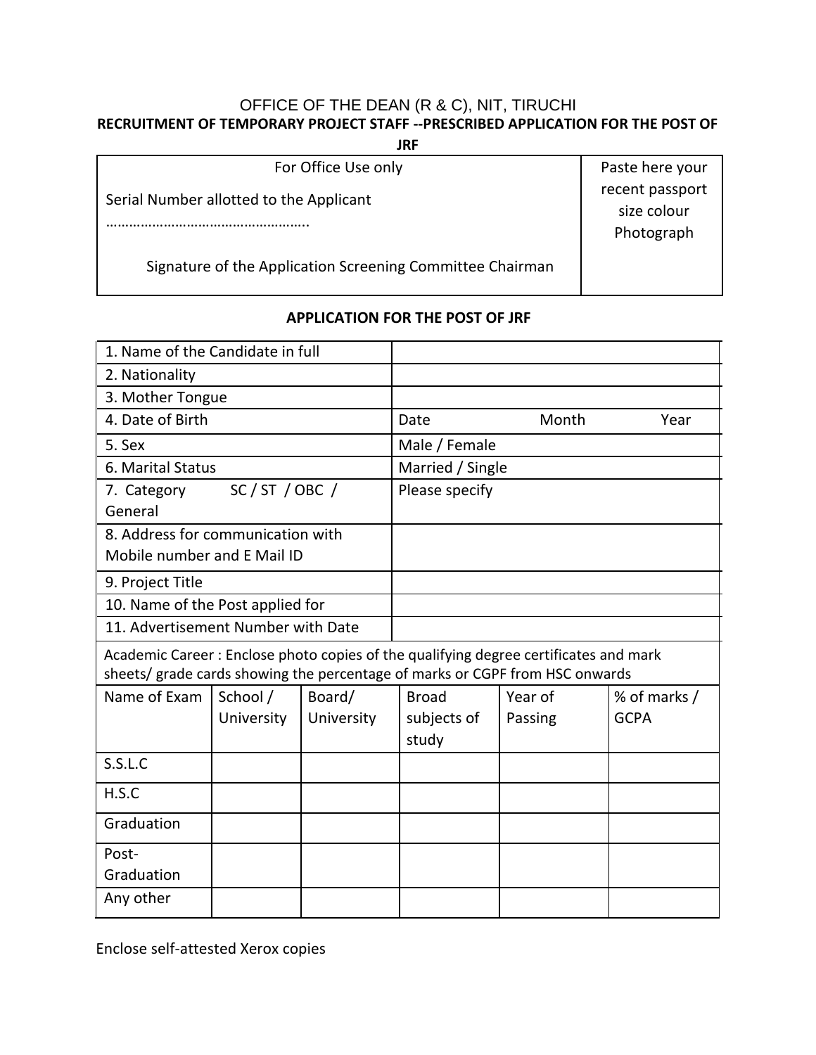OFFICE OF THE DEAN (R & C), NIT, TIRUCHI

**RECRUITMENT OF TEMPORARY PROJECT STAFF --PRESCRIBED APPLICATION FOR THE POST OF JRF**

| For Office Use only<br><br>Serial Number allotted to the Applicant<br>…………………………………………..<br><br>Signature of the Application Screening Committee Chairman | Paste here your recent passport size colour Photograph |
|---|---|

## APPLICATION FOR THE POST OF JRF

| | |
|---|---|
| 1. Name of the Candidate in full | |
| 2. Nationality | |
| 3. Mother Tongue | |
| 4. Date of Birth | Date Month Year |
| 5. Sex | Male / Female |
| 6. Marital Status | Married / Single |
| 7. Category SC / ST / OBC / General | Please specify |
| 8. Address for communication with Mobile number and E Mail ID | |
| 9. Project Title | |
| 10. Name of the Post applied for | |
| 11. Advertisement Number with Date | |

Academic Career : Enclose photo copies of the qualifying degree certificates and mark sheets/ grade cards showing the percentage of marks or CGPF from HSC onwards

| Name of Exam | School / University | Board/ University | Broad subjects of study | Year of Passing | % of marks / GCPA |
|---|---|---|---|---|---|
| S.S.L.C | | | | | |
| H.S.C | | | | | |
| Graduation | | | | | |
| Post-Graduation | | | | | |
| Any other | | | | | |

Enclose self-attested Xerox copies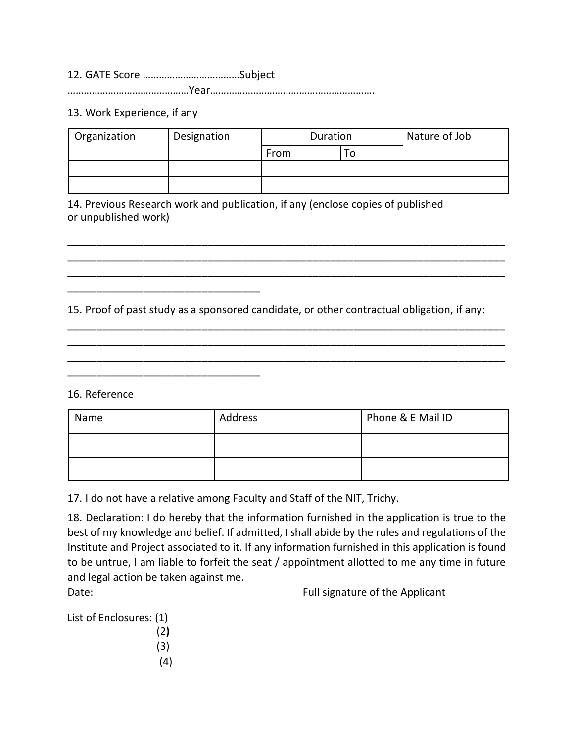12. GATE Score ……………………………… Subject ……………………………………… Year…………………………………………………….

13. Work Experience, if any

| Organization | Designation | Duration | | Nature of Job |
|---|---|---|---|---|
| | | From | To | |
| | | | | |
| | | | | |

14. Previous Research work and publication, if any (enclose copies of published or unpublished work)

______________________________________________________________________________
______________________________________________________________________________
______________________________________________________________________________
__________________________________

15. Proof of past study as a sponsored candidate, or other contractual obligation, if any:

______________________________________________________________________________
______________________________________________________________________________
______________________________________________________________________________
__________________________________

16. Reference

| Name | Address | Phone & E Mail ID |
|---|---|---|
| | | |
| | | |

17. I do not have a relative among Faculty and Staff of the NIT, Trichy.

18. Declaration: I do hereby that the information furnished in the application is true to the best of my knowledge and belief. If admitted, I shall abide by the rules and regulations of the Institute and Project associated to it. If any information furnished in this application is found to be untrue, I am liable to forfeit the seat / appointment allotted to me any time in future and legal action be taken against me.

Date: Full signature of the Applicant

List of Enclosures: (1)
(2)
(3)
(4)